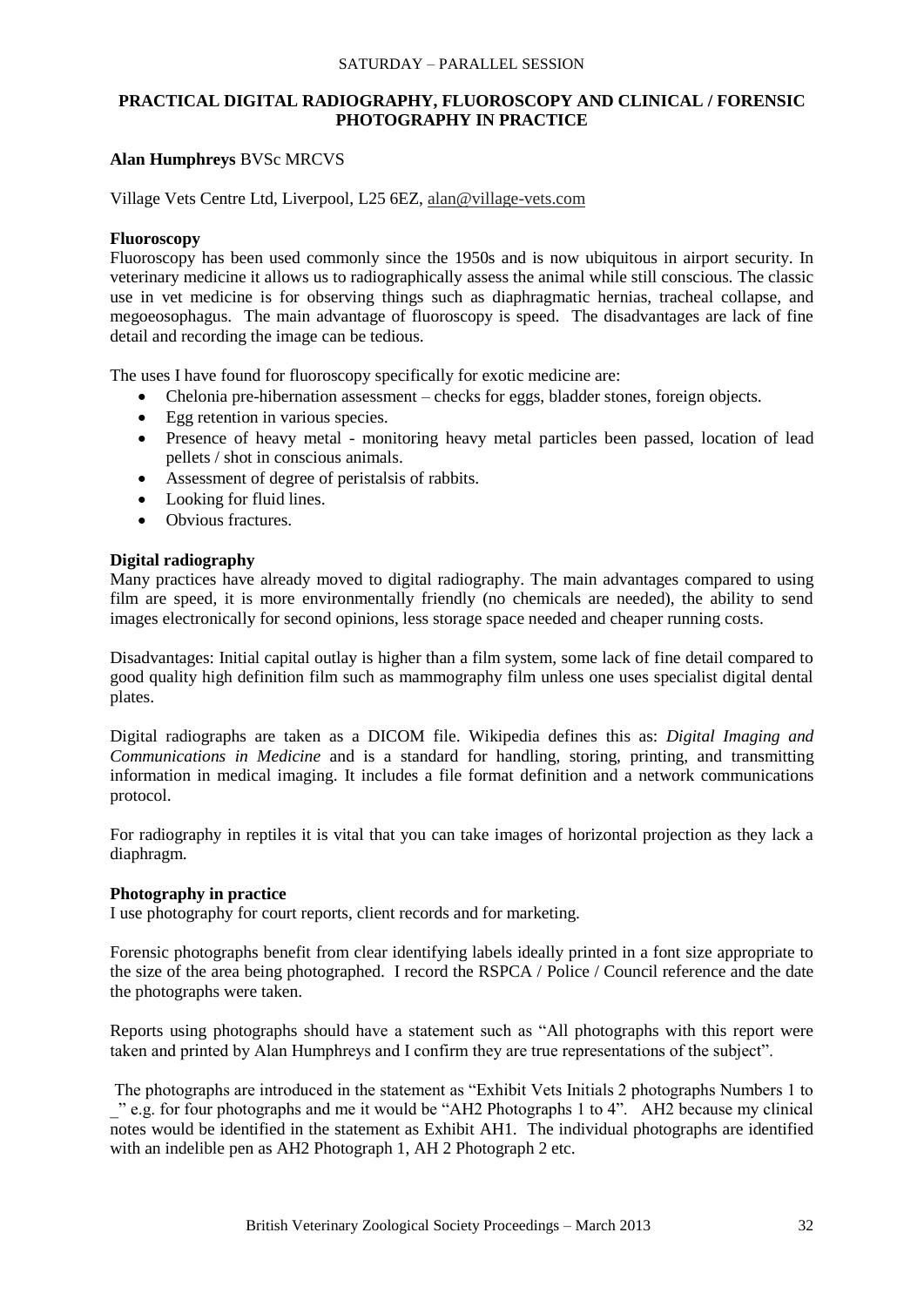SATURDAY – PARALLEL SESSION

# PRACTICAL DIGITAL RADIOGRAPHY, FLUOROSCOPY AND CLINICAL / FORENSIC PHOTOGRAPHY IN PRACTICE

**Alan Humphreys** BVSc MRCVS

Village Vets Centre Ltd, Liverpool, L25 6EZ, alan@village-vets.com

## Fluoroscopy

Fluoroscopy has been used commonly since the 1950s and is now ubiquitous in airport security. In veterinary medicine it allows us to radiographically assess the animal while still conscious. The classic use in vet medicine is for observing things such as diaphragmatic hernias, tracheal collapse, and megoeosophagus. The main advantage of fluoroscopy is speed. The disadvantages are lack of fine detail and recording the image can be tedious.

The uses I have found for fluoroscopy specifically for exotic medicine are:

- Chelonia pre-hibernation assessment – checks for eggs, bladder stones, foreign objects.
- Egg retention in various species.
- Presence of heavy metal - monitoring heavy metal particles been passed, location of lead pellets / shot in conscious animals.
- Assessment of degree of peristalsis of rabbits.
- Looking for fluid lines.
- Obvious fractures.

## Digital radiography

Many practices have already moved to digital radiography. The main advantages compared to using film are speed, it is more environmentally friendly (no chemicals are needed), the ability to send images electronically for second opinions, less storage space needed and cheaper running costs.

Disadvantages: Initial capital outlay is higher than a film system, some lack of fine detail compared to good quality high definition film such as mammography film unless one uses specialist digital dental plates.

Digital radiographs are taken as a DICOM file. Wikipedia defines this as: *Digital Imaging and Communications in Medicine* and is a standard for handling, storing, printing, and transmitting information in medical imaging. It includes a file format definition and a network communications protocol.

For radiography in reptiles it is vital that you can take images of horizontal projection as they lack a diaphragm.

## Photography in practice

I use photography for court reports, client records and for marketing.

Forensic photographs benefit from clear identifying labels ideally printed in a font size appropriate to the size of the area being photographed. I record the RSPCA / Police / Council reference and the date the photographs were taken.

Reports using photographs should have a statement such as "All photographs with this report were taken and printed by Alan Humphreys and I confirm they are true representations of the subject".

The photographs are introduced in the statement as "Exhibit Vets Initials 2 photographs Numbers 1 to _" e.g. for four photographs and me it would be "AH2 Photographs 1 to 4". AH2 because my clinical notes would be identified in the statement as Exhibit AH1. The individual photographs are identified with an indelible pen as AH2 Photograph 1, AH 2 Photograph 2 etc.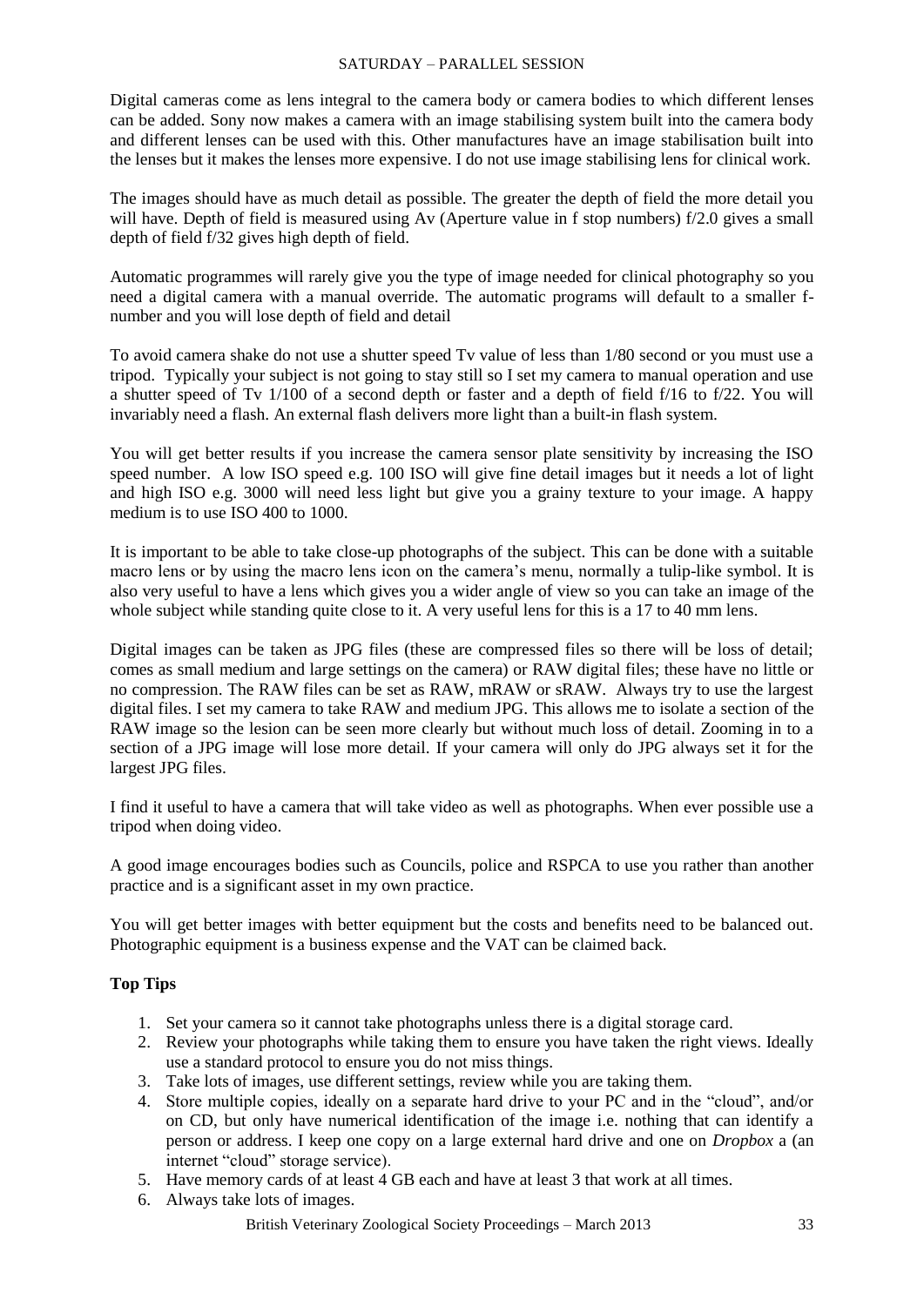Digital cameras come as lens integral to the camera body or camera bodies to which different lenses can be added. Sony now makes a camera with an image stabilising system built into the camera body and different lenses can be used with this. Other manufactures have an image stabilisation built into the lenses but it makes the lenses more expensive. I do not use image stabilising lens for clinical work.

The images should have as much detail as possible. The greater the depth of field the more detail you will have. Depth of field is measured using Av (Aperture value in f stop numbers) f/2.0 gives a small depth of field f/32 gives high depth of field.

Automatic programmes will rarely give you the type of image needed for clinical photography so you need a digital camera with a manual override. The automatic programs will default to a smaller f-number and you will lose depth of field and detail

To avoid camera shake do not use a shutter speed Tv value of less than 1/80 second or you must use a tripod. Typically your subject is not going to stay still so I set my camera to manual operation and use a shutter speed of Tv 1/100 of a second depth or faster and a depth of field f/16 to f/22. You will invariably need a flash. An external flash delivers more light than a built-in flash system.

You will get better results if you increase the camera sensor plate sensitivity by increasing the ISO speed number. A low ISO speed e.g. 100 ISO will give fine detail images but it needs a lot of light and high ISO e.g. 3000 will need less light but give you a grainy texture to your image. A happy medium is to use ISO 400 to 1000.

It is important to be able to take close-up photographs of the subject. This can be done with a suitable macro lens or by using the macro lens icon on the camera's menu, normally a tulip-like symbol. It is also very useful to have a lens which gives you a wider angle of view so you can take an image of the whole subject while standing quite close to it. A very useful lens for this is a 17 to 40 mm lens.

Digital images can be taken as JPG files (these are compressed files so there will be loss of detail; comes as small medium and large settings on the camera) or RAW digital files; these have no little or no compression. The RAW files can be set as RAW, mRAW or sRAW. Always try to use the largest digital files. I set my camera to take RAW and medium JPG. This allows me to isolate a section of the RAW image so the lesion can be seen more clearly but without much loss of detail. Zooming in to a section of a JPG image will lose more detail. If your camera will only do JPG always set it for the largest JPG files.

I find it useful to have a camera that will take video as well as photographs. When ever possible use a tripod when doing video.

A good image encourages bodies such as Councils, police and RSPCA to use you rather than another practice and is a significant asset in my own practice.

You will get better images with better equipment but the costs and benefits need to be balanced out. Photographic equipment is a business expense and the VAT can be claimed back.

**Top Tips**

1. Set your camera so it cannot take photographs unless there is a digital storage card.
2. Review your photographs while taking them to ensure you have taken the right views. Ideally use a standard protocol to ensure you do not miss things.
3. Take lots of images, use different settings, review while you are taking them.
4. Store multiple copies, ideally on a separate hard drive to your PC and in the "cloud", and/or on CD, but only have numerical identification of the image i.e. nothing that can identify a person or address. I keep one copy on a large external hard drive and one on *Dropbox* a (an internet "cloud" storage service).
5. Have memory cards of at least 4 GB each and have at least 3 that work at all times.
6. Always take lots of images.